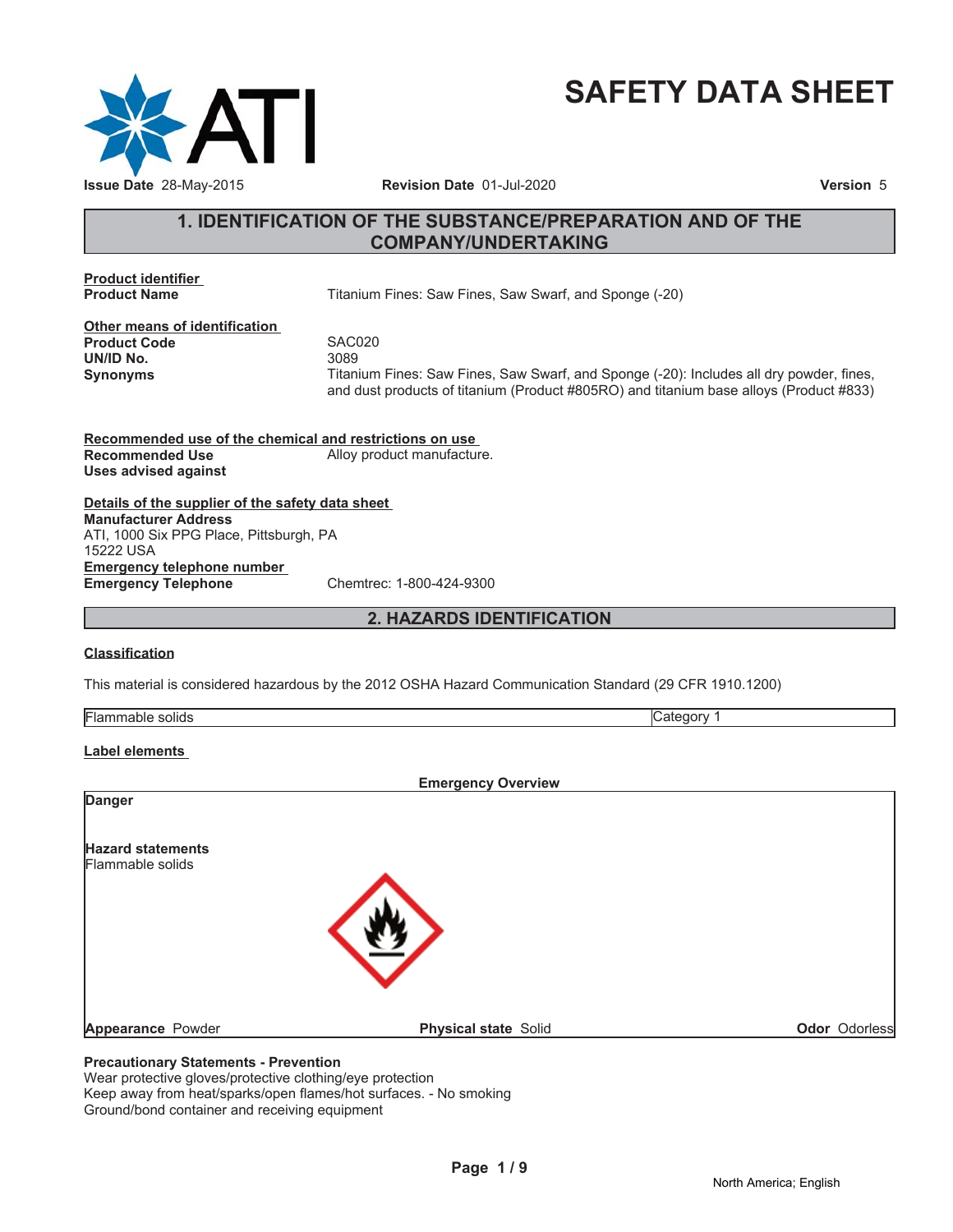# SAFETY DATA SHEET

**Issue Date** 28-May-2015 **Revision Date** 01-Jul-2020 **Version** 5

## 1. IDENTIFICATION OF THE SUBSTANCE/PREPARATION AND OF THE COMPANY/UNDERTAKING

**Product identifier**

**Product Name** Titanium Fines: Saw Fines, Saw Swarf, and Sponge (-20)

**Other means of identification**

**Product Code** SAC020

**UN/ID No.** 3089

**Synonyms** Titanium Fines: Saw Fines, Saw Swarf, and Sponge (-20): Includes all dry powder, fines, and dust products of titanium (Product #805RO) and titanium base alloys (Product #833)

**Recommended use of the chemical and restrictions on use**

**Recommended Use** Alloy product manufacture.

**Uses advised against**

**Details of the supplier of the safety data sheet**

**Manufacturer Address**
ATI, 1000 Six PPG Place, Pittsburgh, PA
15222 USA

**Emergency telephone number**

**Emergency Telephone** Chemtrec: 1-800-424-9300

## 2. HAZARDS IDENTIFICATION

**Classification**

This material is considered hazardous by the 2012 OSHA Hazard Communication Standard (29 CFR 1910.1200)

| Flammable solids | Category 1 |
|---|---|

**Label elements**

**Emergency Overview**

**Danger**

**Hazard statements**
Flammable solids

**Appearance** Powder **Physical state** Solid **Odor** Odorless

**Precautionary Statements - Prevention**
Wear protective gloves/protective clothing/eye protection
Keep away from heat/sparks/open flames/hot surfaces. - No smoking
Ground/bond container and receiving equipment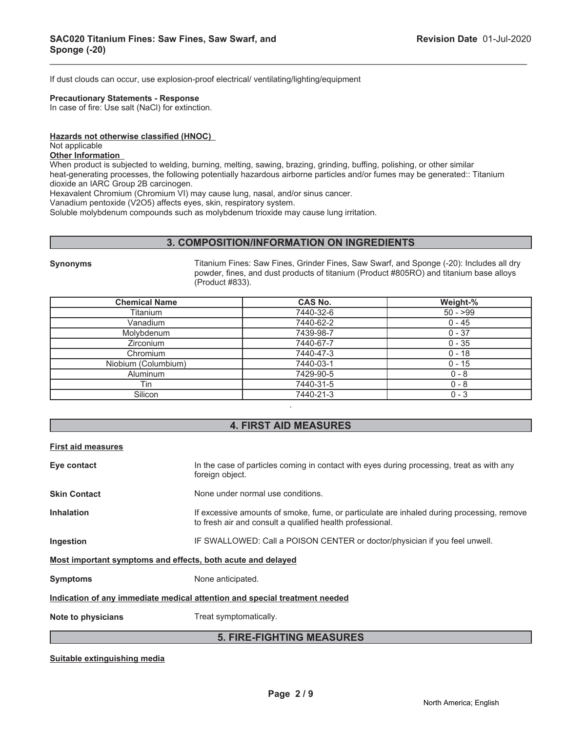If dust clouds can occur, use explosion-proof electrical/ ventilating/lighting/equipment

**Precautionary Statements - Response**

In case of fire: Use salt (NaCl) for extinction.

**Hazards not otherwise classified (HNOC)**

Not applicable

**Other Information**

When product is subjected to welding, burning, melting, sawing, brazing, grinding, buffing, polishing, or other similar heat-generating processes, the following potentially hazardous airborne particles and/or fumes may be generated:: Titanium dioxide an IARC Group 2B carcinogen.

Hexavalent Chromium (Chromium VI) may cause lung, nasal, and/or sinus cancer.

Vanadium pentoxide ($V_2O_5$) affects eyes, skin, respiratory system.

Soluble molybdenum compounds such as molybdenum trioxide may cause lung irritation.

## 3. COMPOSITION/INFORMATION ON INGREDIENTS

**Synonyms** Titanium Fines: Saw Fines, Grinder Fines, Saw Swarf, and Sponge (-20): Includes all dry powder, fines, and dust products of titanium (Product #805RO) and titanium base alloys (Product #833).

| Chemical Name | CAS No. | Weight-% |
|---|---|---|
| Titanium | 7440-32-6 | 50 - >99 |
| Vanadium | 7440-62-2 | 0 - 45 |
| Molybdenum | 7439-98-7 | 0 - 37 |
| Zirconium | 7440-67-7 | 0 - 35 |
| Chromium | 7440-47-3 | 0 - 18 |
| Niobium (Columbium) | 7440-03-1 | 0 - 15 |
| Aluminum | 7429-90-5 | 0 - 8 |
| Tin | 7440-31-5 | 0 - 8 |
| Silicon | 7440-21-3 | 0 - 3 |

## 4. FIRST AID MEASURES

**First aid measures**

**Eye contact** In the case of particles coming in contact with eyes during processing, treat as with any foreign object.

**Skin Contact** None under normal use conditions.

**Inhalation** If excessive amounts of smoke, fume, or particulate are inhaled during processing, remove to fresh air and consult a qualified health professional.

**Ingestion** IF SWALLOWED: Call a POISON CENTER or doctor/physician if you feel unwell.

**Most important symptoms and effects, both acute and delayed**

**Symptoms** None anticipated.

**Indication of any immediate medical attention and special treatment needed**

**Note to physicians** Treat symptomatically.

## 5. FIRE-FIGHTING MEASURES

**Suitable extinguishing media**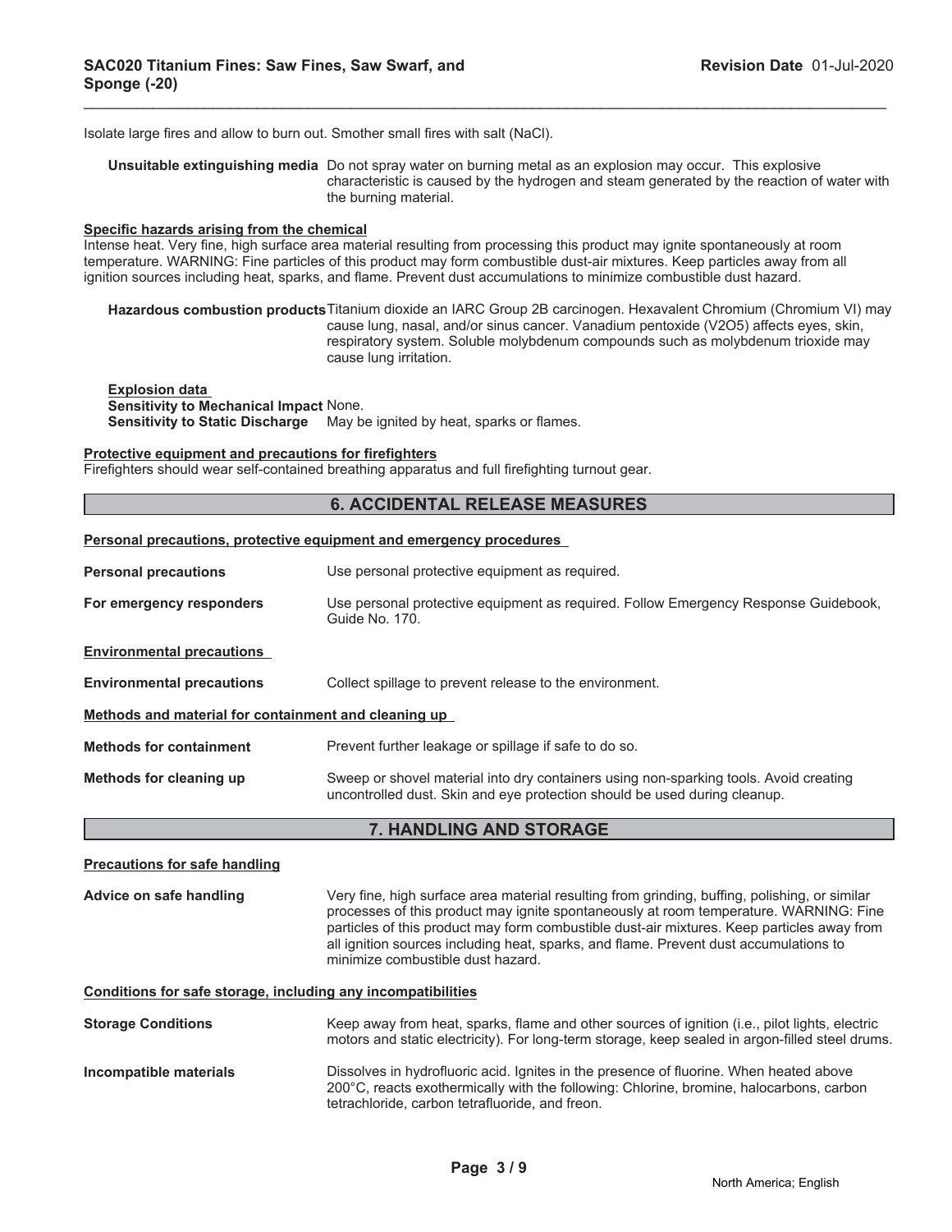Isolate large fires and allow to burn out. Smother small fires with salt (NaCl).

**Unsuitable extinguishing media** Do not spray water on burning metal as an explosion may occur. This explosive characteristic is caused by the hydrogen and steam generated by the reaction of water with the burning material.

**Specific hazards arising from the chemical**

Intense heat. Very fine, high surface area material resulting from processing this product may ignite spontaneously at room temperature. WARNING: Fine particles of this product may form combustible dust-air mixtures. Keep particles away from all ignition sources including heat, sparks, and flame. Prevent dust accumulations to minimize combustible dust hazard.

**Hazardous combustion products** Titanium dioxide an IARC Group 2B carcinogen. Hexavalent Chromium (Chromium VI) may cause lung, nasal, and/or sinus cancer. Vanadium pentoxide ($V_2O_5$) affects eyes, skin, respiratory system. Soluble molybdenum compounds such as molybdenum trioxide may cause lung irritation.

**Explosion data**

**Sensitivity to Mechanical Impact** None.

**Sensitivity to Static Discharge** May be ignited by heat, sparks or flames.

**Protective equipment and precautions for firefighters**

Firefighters should wear self-contained breathing apparatus and full firefighting turnout gear.

## 6. ACCIDENTAL RELEASE MEASURES

**Personal precautions, protective equipment and emergency procedures**

**Personal precautions** Use personal protective equipment as required.

**For emergency responders** Use personal protective equipment as required. Follow Emergency Response Guidebook, Guide No. 170.

**Environmental precautions**

**Environmental precautions** Collect spillage to prevent release to the environment.

**Methods and material for containment and cleaning up**

**Methods for containment** Prevent further leakage or spillage if safe to do so.

**Methods for cleaning up** Sweep or shovel material into dry containers using non-sparking tools. Avoid creating uncontrolled dust. Skin and eye protection should be used during cleanup.

## 7. HANDLING AND STORAGE

**Precautions for safe handling**

**Advice on safe handling** Very fine, high surface area material resulting from grinding, buffing, polishing, or similar processes of this product may ignite spontaneously at room temperature. WARNING: Fine particles of this product may form combustible dust-air mixtures. Keep particles away from all ignition sources including heat, sparks, and flame. Prevent dust accumulations to minimize combustible dust hazard.

**Conditions for safe storage, including any incompatibilities**

**Storage Conditions** Keep away from heat, sparks, flame and other sources of ignition (i.e., pilot lights, electric motors and static electricity). For long-term storage, keep sealed in argon-filled steel drums.

**Incompatible materials** Dissolves in hydrofluoric acid. Ignites in the presence of fluorine. When heated above 200°C, reacts exothermically with the following: Chlorine, bromine, halocarbons, carbon tetrachloride, carbon tetrafluoride, and freon.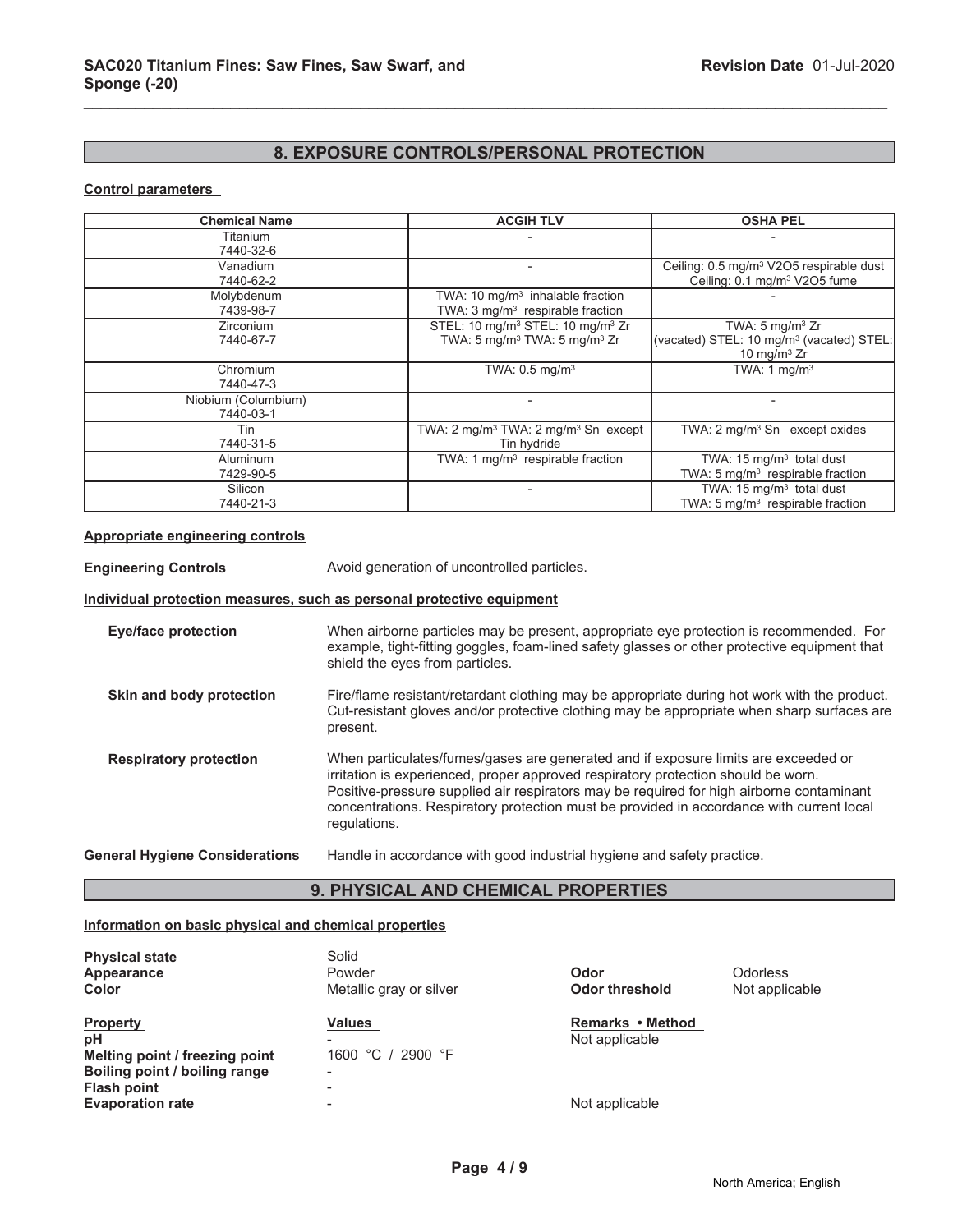## 8. EXPOSURE CONTROLS/PERSONAL PROTECTION

### Control parameters

| Chemical Name | ACGIH TLV | OSHA PEL |
|---|---|---|
| Titanium<br>7440-32-6 | - | - |
| Vanadium<br>7440-62-2 | - | Ceiling: 0.5 mg/m³ V2O5 respirable dust<br>Ceiling: 0.1 mg/m³ V2O5 fume |
| Molybdenum<br>7439-98-7 | TWA: 10 mg/m³ inhalable fraction<br>TWA: 3 mg/m³ respirable fraction | - |
| Zirconium<br>7440-67-7 | STEL: 10 mg/m³ STEL: 10 mg/m³ Zr<br>TWA: 5 mg/m³ TWA: 5 mg/m³ Zr | TWA: 5 mg/m³ Zr<br>(vacated) STEL: 10 mg/m³ (vacated) STEL: 10 mg/m³ Zr |
| Chromium<br>7440-47-3 | TWA: 0.5 mg/m³ | TWA: 1 mg/m³ |
| Niobium (Columbium)<br>7440-03-1 | - | - |
| Tin<br>7440-31-5 | TWA: 2 mg/m³ TWA: 2 mg/m³ Sn except Tin hydride | TWA: 2 mg/m³ Sn except oxides |
| Aluminum<br>7429-90-5 | TWA: 1 mg/m³ respirable fraction | TWA: 15 mg/m³ total dust<br>TWA: 5 mg/m³ respirable fraction |
| Silicon<br>7440-21-3 | - | TWA: 15 mg/m³ total dust<br>TWA: 5 mg/m³ respirable fraction |

### Appropriate engineering controls

**Engineering Controls** Avoid generation of uncontrolled particles.

### Individual protection measures, such as personal protective equipment

**Eye/face protection** When airborne particles may be present, appropriate eye protection is recommended. For example, tight-fitting goggles, foam-lined safety glasses or other protective equipment that shield the eyes from particles.

**Skin and body protection** Fire/flame resistant/retardant clothing may be appropriate during hot work with the product. Cut-resistant gloves and/or protective clothing may be appropriate when sharp surfaces are present.

**Respiratory protection** When particulates/fumes/gases are generated and if exposure limits are exceeded or irritation is experienced, proper approved respiratory protection should be worn. Positive-pressure supplied air respirators may be required for high airborne contaminant concentrations. Respiratory protection must be provided in accordance with current local regulations.

**General Hygiene Considerations** Handle in accordance with good industrial hygiene and safety practice.

## 9. PHYSICAL AND CHEMICAL PROPERTIES

### Information on basic physical and chemical properties

**Physical state** Solid
**Appearance** Powder
**Color** Metallic gray or silver
**Odor** Odorless
**Odor threshold** Not applicable

| Property | Values | Remarks • Method |
|---|---|---|
| pH | - | Not applicable |
| Melting point / freezing point | 1600 °C / 2900 °F | |
| Boiling point / boiling range | - | |
| Flash point | - | |
| Evaporation rate | - | Not applicable |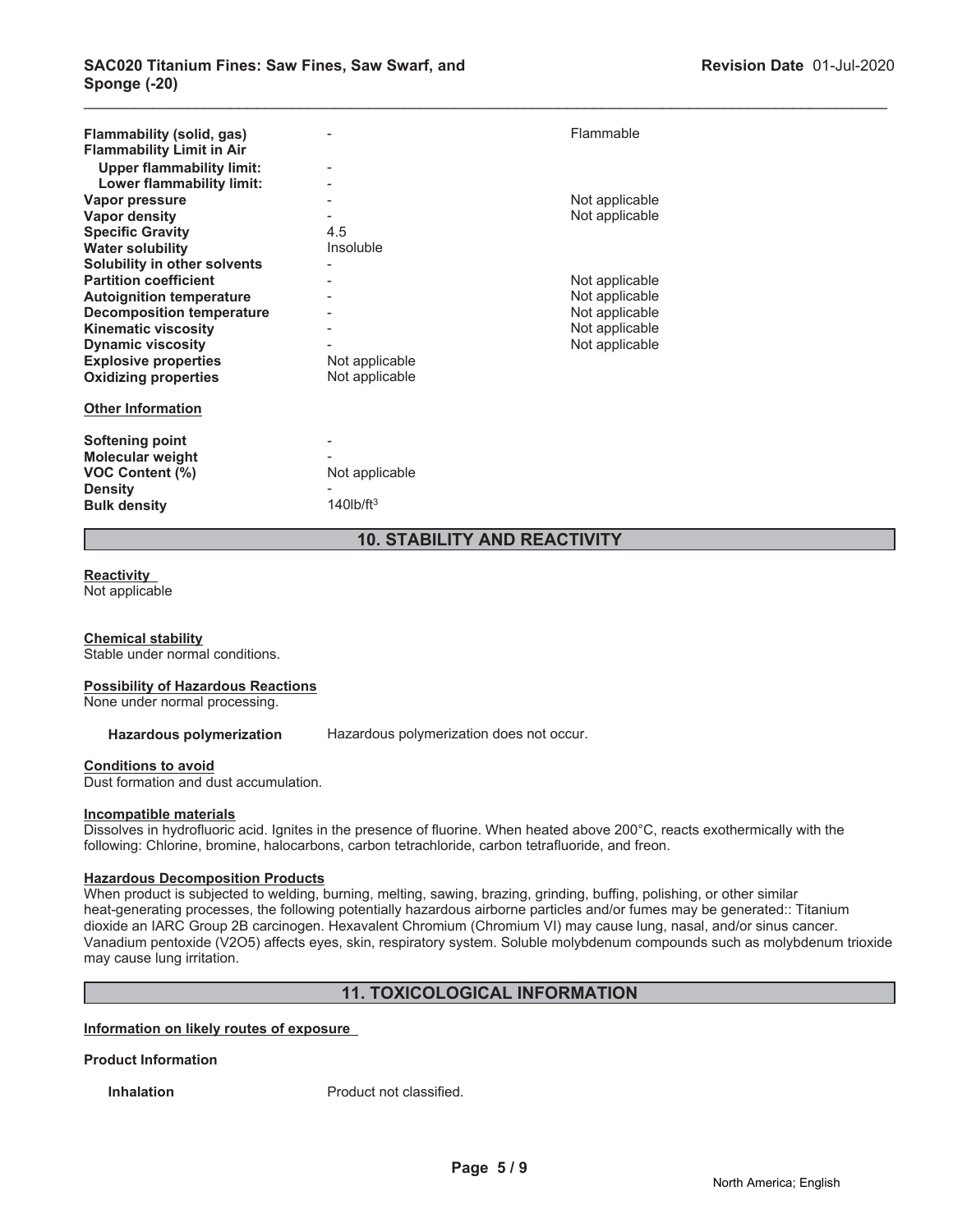| | | |
|---|---|---|
| **Flammability (solid, gas)** | - | Flammable |
| **Flammability Limit in Air** | | |
| **Upper flammability limit:** | - | |
| **Lower flammability limit:** | - | |
| **Vapor pressure** | - | Not applicable |
| **Vapor density** | - | Not applicable |
| **Specific Gravity** | 4.5 | |
| **Water solubility** | Insoluble | |
| **Solubility in other solvents** | - | |
| **Partition coefficient** | - | Not applicable |
| **Autoignition temperature** | - | Not applicable |
| **Decomposition temperature** | - | Not applicable |
| **Kinematic viscosity** | - | Not applicable |
| **Dynamic viscosity** | - | Not applicable |
| **Explosive properties** | Not applicable | |
| **Oxidizing properties** | Not applicable | |

**Other Information**

| | |
|---|---|
| **Softening point** | - |
| **Molecular weight** | - |
| **VOC Content (%)** | Not applicable |
| **Density** | - |
| **Bulk density** | 140lb/ft$^3$ |

## 10. STABILITY AND REACTIVITY

**Reactivity**
Not applicable

**Chemical stability**
Stable under normal conditions.

**Possibility of Hazardous Reactions**
None under normal processing.

**Hazardous polymerization** Hazardous polymerization does not occur.

**Conditions to avoid**
Dust formation and dust accumulation.

**Incompatible materials**
Dissolves in hydrofluoric acid. Ignites in the presence of fluorine. When heated above 200°C, reacts exothermically with the following: Chlorine, bromine, halocarbons, carbon tetrachloride, carbon tetrafluoride, and freon.

**Hazardous Decomposition Products**
When product is subjected to welding, burning, melting, sawing, brazing, grinding, buffing, polishing, or other similar heat-generating processes, the following potentially hazardous airborne particles and/or fumes may be generated:: Titanium dioxide an IARC Group 2B carcinogen. Hexavalent Chromium (Chromium VI) may cause lung, nasal, and/or sinus cancer. Vanadium pentoxide ($V_2O_5$) affects eyes, skin, respiratory system. Soluble molybdenum compounds such as molybdenum trioxide may cause lung irritation.

## 11. TOXICOLOGICAL INFORMATION

**Information on likely routes of exposure**

**Product Information**

**Inhalation** Product not classified.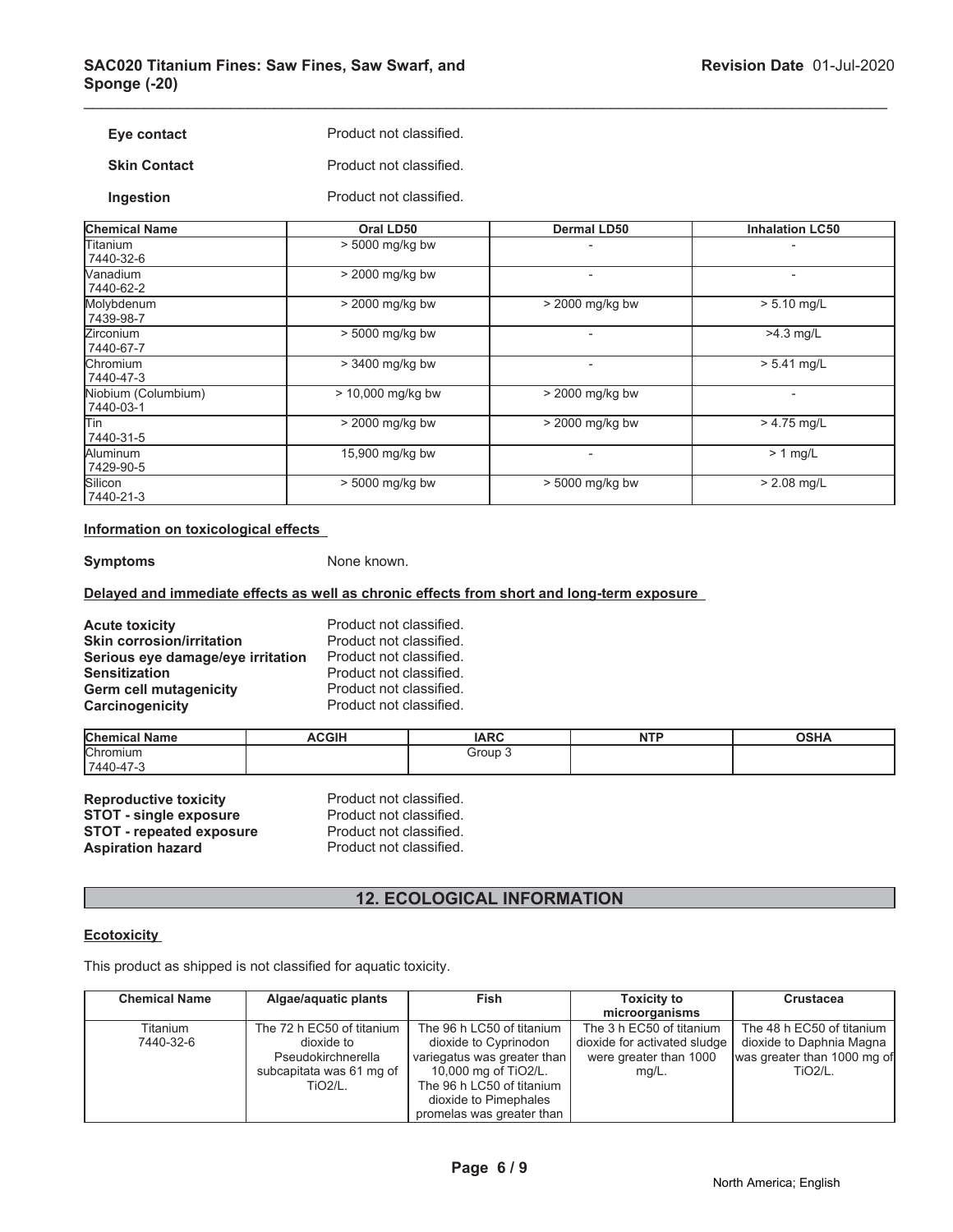**Eye contact** Product not classified.

**Skin Contact** Product not classified.

**Ingestion** Product not classified.

| Chemical Name | Oral LD50 | Dermal LD50 | Inhalation LC50 |
|---|---|---|---|
| Titanium 7440-32-6 | > 5000 mg/kg bw | - | - |
| Vanadium 7440-62-2 | > 2000 mg/kg bw | - | - |
| Molybdenum 7439-98-7 | > 2000 mg/kg bw | > 2000 mg/kg bw | > 5.10 mg/L |
| Zirconium 7440-67-7 | > 5000 mg/kg bw | - | >4.3 mg/L |
| Chromium 7440-47-3 | > 3400 mg/kg bw | - | > 5.41 mg/L |
| Niobium (Columbium) 7440-03-1 | > 10,000 mg/kg bw | > 2000 mg/kg bw | - |
| Tin 7440-31-5 | > 2000 mg/kg bw | > 2000 mg/kg bw | > 4.75 mg/L |
| Aluminum 7429-90-5 | 15,900 mg/kg bw | - | > 1 mg/L |
| Silicon 7440-21-3 | > 5000 mg/kg bw | > 5000 mg/kg bw | > 2.08 mg/L |

**Information on toxicological effects**

**Symptoms** None known.

**Delayed and immediate effects as well as chronic effects from short and long-term exposure**

**Acute toxicity** Product not classified.
**Skin corrosion/irritation** Product not classified.
**Serious eye damage/eye irritation** Product not classified.
**Sensitization** Product not classified.
**Germ cell mutagenicity** Product not classified.
**Carcinogenicity** Product not classified.

| Chemical Name | ACGIH | IARC | NTP | OSHA |
|---|---|---|---|---|
| Chromium 7440-47-3 | | Group 3 | | |

**Reproductive toxicity** Product not classified.
**STOT - single exposure** Product not classified.
**STOT - repeated exposure** Product not classified.
**Aspiration hazard** Product not classified.

## 12. ECOLOGICAL INFORMATION

**Ecotoxicity**

This product as shipped is not classified for aquatic toxicity.

| Chemical Name | Algae/aquatic plants | Fish | Toxicity to microorganisms | Crustacea |
|---|---|---|---|---|
| Titanium 7440-32-6 | The 72 h EC50 of titanium dioxide to Pseudokirchnerella subcapitata was 61 mg of TiO2/L. | The 96 h LC50 of titanium dioxide to Cyprinodon variegatus was greater than 10,000 mg of TiO2/L. The 96 h LC50 of titanium dioxide to Pimephales promelas was greater than | The 3 h EC50 of titanium dioxide for activated sludge were greater than 1000 mg/L. | The 48 h EC50 of titanium dioxide to Daphnia Magna was greater than 1000 mg of TiO2/L. |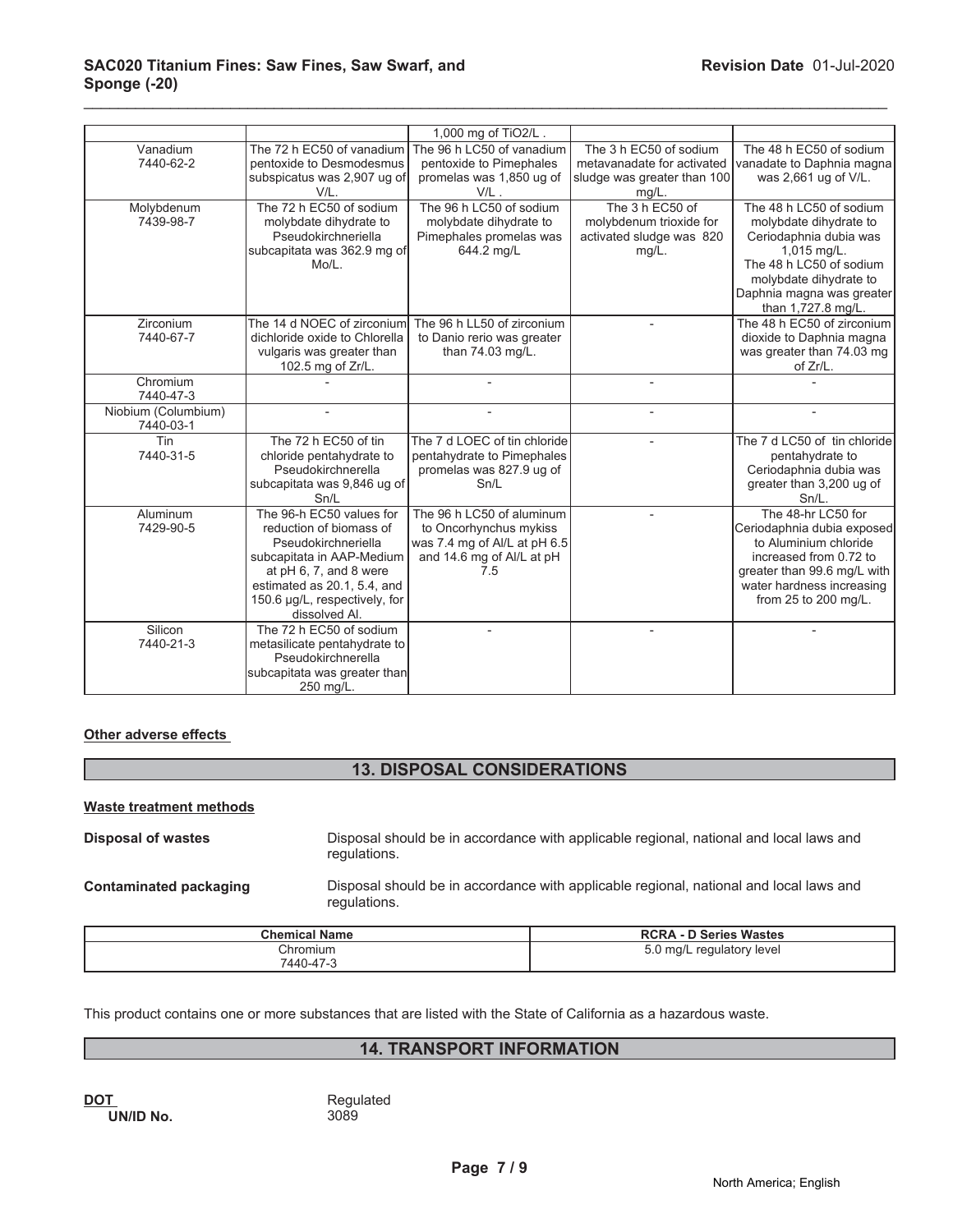| | | | | |
|---|---|---|---|---|
| | | 1,000 mg of $TiO_2$/L . | | |
| Vanadium 7440-62-2 | The 72 h EC50 of vanadium pentoxide to Desmodesmus subspicatus was 2,907 ug of V/L. | The 96 h LC50 of vanadium pentoxide to Pimephales promelas was 1,850 ug of V/L . | The 3 h EC50 of sodium metavanadate for activated sludge was greater than 100 mg/L. | The 48 h EC50 of sodium vanadate to Daphnia magna was 2,661 ug of V/L. |
| Molybdenum 7439-98-7 | The 72 h EC50 of sodium molybdate dihydrate to Pseudokirchneriella subcapitata was 362.9 mg of Mo/L. | The 96 h LC50 of sodium molybdate dihydrate to Pimephales promelas was 644.2 mg/L | The 3 h EC50 of molybdenum trioxide for activated sludge was 820 mg/L. | The 48 h LC50 of sodium molybdate dihydrate to Ceriodaphnia dubia was 1,015 mg/L. The 48 h LC50 of sodium molybdate dihydrate to Daphnia magna was greater than 1,727.8 mg/L. |
| Zirconium 7440-67-7 | The 14 d NOEC of zirconium dichloride oxide to Chlorella vulgaris was greater than 102.5 mg of Zr/L. | The 96 h LL50 of zirconium to Danio rerio was greater than 74.03 mg/L. | - | The 48 h EC50 of zirconium dioxide to Daphnia magna was greater than 74.03 mg of Zr/L. |
| Chromium 7440-47-3 | - | - | - | - |
| Niobium (Columbium) 7440-03-1 | - | - | - | - |
| Tin 7440-31-5 | The 72 h EC50 of tin chloride pentahydrate to Pseudokirchneriella subcapitata was 9,846 ug of Sn/L | The 7 d LOEC of tin chloride pentahydrate to Pimephales promelas was 827.9 ug of Sn/L | - | The 7 d LC50 of tin chloride pentahydrate to Ceriodaphnia dubia was greater than 3,200 ug of Sn/L. |
| Aluminum 7429-90-5 | The 96-h EC50 values for reduction of biomass of Pseudokirchneriella subcapitata in AAP-Medium at pH 6, 7, and 8 were estimated as 20.1, 5.4, and 150.6 µg/L, respectively, for dissolved Al. | The 96 h LC50 of aluminum to Oncorhynchus mykiss was 7.4 mg of Al/L at pH 6.5 and 14.6 mg of Al/L at pH 7.5 | - | The 48-hr LC50 for Ceriodaphnia dubia exposed to Aluminium chloride increased from 0.72 to greater than 99.6 mg/L with water hardness increasing from 25 to 200 mg/L. |
| Silicon 7440-21-3 | The 72 h EC50 of sodium metasilicate pentahydrate to Pseudokirchnerella subcapitata was greater than 250 mg/L. | - | - | - |

**Other adverse effects**

## 13. DISPOSAL CONSIDERATIONS

**Waste treatment methods**

**Disposal of wastes** Disposal should be in accordance with applicable regional, national and local laws and regulations.

**Contaminated packaging** Disposal should be in accordance with applicable regional, national and local laws and regulations.

| Chemical Name | RCRA - D Series Wastes |
|---|---|
| Chromium 7440-47-3 | 5.0 mg/L regulatory level |

This product contains one or more substances that are listed with the State of California as a hazardous waste.

## 14. TRANSPORT INFORMATION

**DOT** Regulated
**UN/ID No.** 3089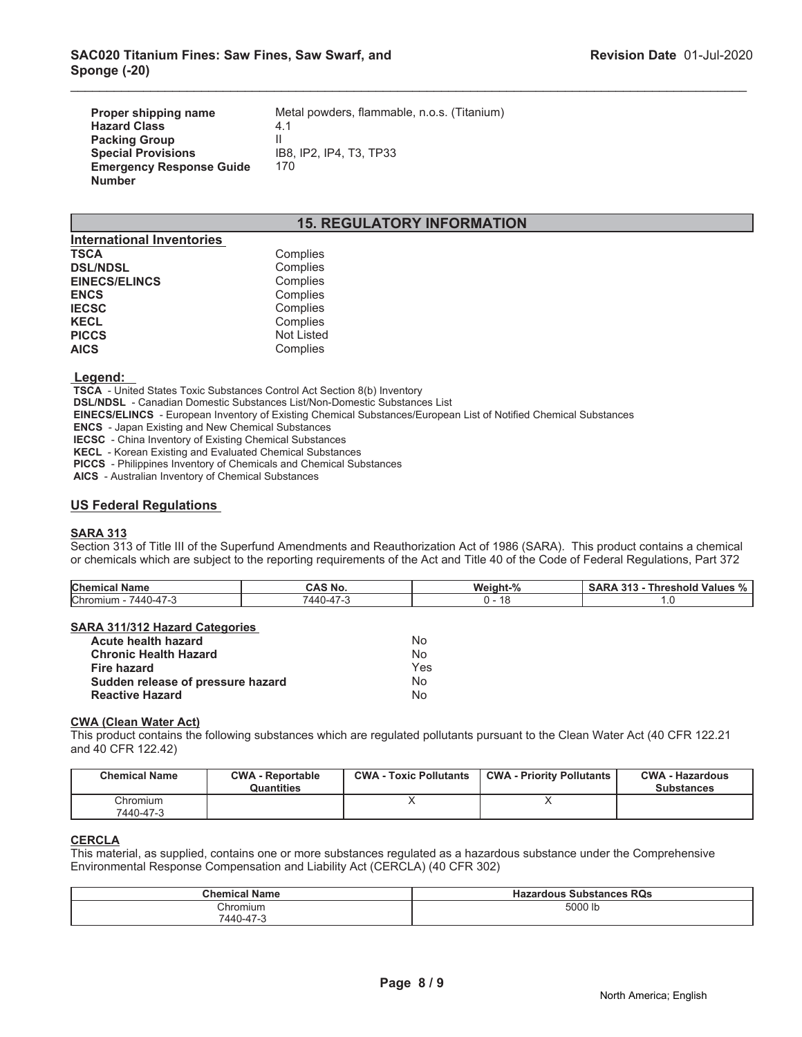| | |
|---|---|
| **Proper shipping name** | Metal powders, flammable, n.o.s. (Titanium) |
| **Hazard Class** | 4.1 |
| **Packing Group** | II |
| **Special Provisions** | IB8, IP2, IP4, T3, TP33 |
| **Emergency Response Guide Number** | 170 |

## 15. REGULATORY INFORMATION

**International Inventories**

| | |
|---|---|
| **TSCA** | Complies |
| **DSL/NDSL** | Complies |
| **EINECS/ELINCS** | Complies |
| **ENCS** | Complies |
| **IECSC** | Complies |
| **KECL** | Complies |
| **PICCS** | Not Listed |
| **AICS** | Complies |

**Legend:**

**TSCA** - United States Toxic Substances Control Act Section 8(b) Inventory
**DSL/NDSL** - Canadian Domestic Substances List/Non-Domestic Substances List
**EINECS/ELINCS** - European Inventory of Existing Chemical Substances/European List of Notified Chemical Substances
**ENCS** - Japan Existing and New Chemical Substances
**IECSC** - China Inventory of Existing Chemical Substances
**KECL** - Korean Existing and Evaluated Chemical Substances
**PICCS** - Philippines Inventory of Chemicals and Chemical Substances
**AICS** - Australian Inventory of Chemical Substances

### US Federal Regulations

**SARA 313**

Section 313 of Title III of the Superfund Amendments and Reauthorization Act of 1986 (SARA). This product contains a chemical or chemicals which are subject to the reporting requirements of the Act and Title 40 of the Code of Federal Regulations, Part 372

| Chemical Name | CAS No. | Weight-% | SARA 313 - Threshold Values % |
|---|---|---|---|
| Chromium - 7440-47-3 | 7440-47-3 | 0 - 18 | 1.0 |

**SARA 311/312 Hazard Categories**

| | |
|---|---|
| **Acute health hazard** | No |
| **Chronic Health Hazard** | No |
| **Fire hazard** | Yes |
| **Sudden release of pressure hazard** | No |
| **Reactive Hazard** | No |

**CWA (Clean Water Act)**

This product contains the following substances which are regulated pollutants pursuant to the Clean Water Act (40 CFR 122.21 and 40 CFR 122.42)

| Chemical Name | CWA - Reportable Quantities | CWA - Toxic Pollutants | CWA - Priority Pollutants | CWA - Hazardous Substances |
|---|---|---|---|---|
| Chromium 7440-47-3 | | X | X | |

**CERCLA**

This material, as supplied, contains one or more substances regulated as a hazardous substance under the Comprehensive Environmental Response Compensation and Liability Act (CERCLA) (40 CFR 302)

| Chemical Name | Hazardous Substances RQs |
|---|---|
| Chromium 7440-47-3 | 5000 lb |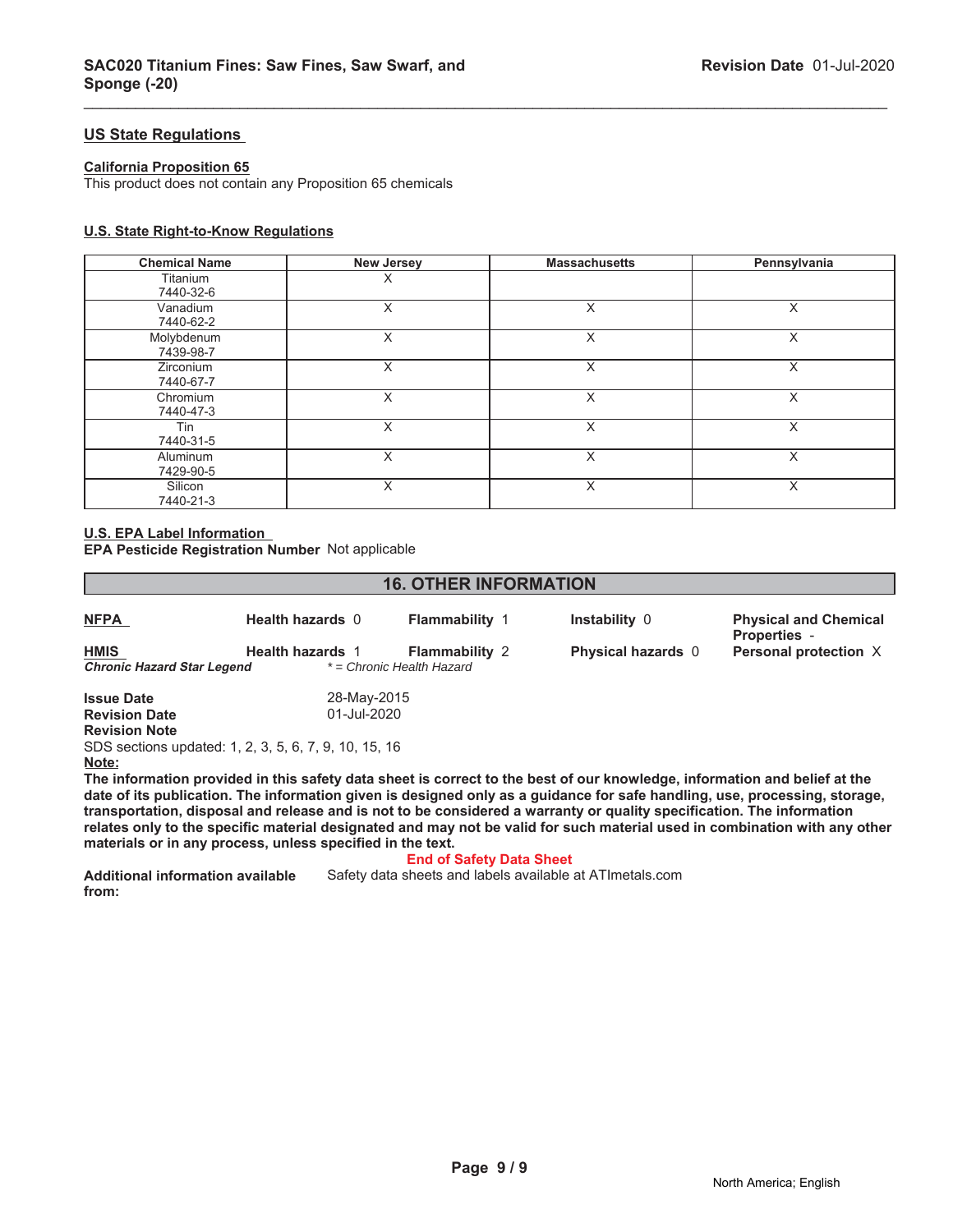## US State Regulations

### California Proposition 65

This product does not contain any Proposition 65 chemicals

### U.S. State Right-to-Know Regulations

| Chemical Name | New Jersey | Massachusetts | Pennsylvania |
|---|---|---|---|
| Titanium<br>7440-32-6 | X | | |
| Vanadium<br>7440-62-2 | X | X | X |
| Molybdenum<br>7439-98-7 | X | X | X |
| Zirconium<br>7440-67-7 | X | X | X |
| Chromium<br>7440-47-3 | X | X | X |
| Tin<br>7440-31-5 | X | X | X |
| Aluminum<br>7429-90-5 | X | X | X |
| Silicon<br>7440-21-3 | X | X | X |

### U.S. EPA Label Information

**EPA Pesticide Registration Number** Not applicable

## 16. OTHER INFORMATION

| | | | | |
|---|---|---|---|---|
| **NFPA** | **Health hazards** 0 | **Flammability** 1 | **Instability** 0 | **Physical and Chemical Properties** - |
| **HMIS** | **Health hazards** 1 | **Flammability** 2 | **Physical hazards** 0 | **Personal protection** X |

***Chronic Hazard Star Legend*** *\* = Chronic Health Hazard*

**Issue Date** 28-May-2015

**Revision Date** 01-Jul-2020

**Revision Note**

SDS sections updated: 1, 2, 3, 5, 6, 7, 9, 10, 15, 16

**Note:**

**The information provided in this safety data sheet is correct to the best of our knowledge, information and belief at the date of its publication. The information given is designed only as a guidance for safe handling, use, processing, storage, transportation, disposal and release and is not to be considered a warranty or quality specification. The information relates only to the specific material designated and may not be valid for such material used in combination with any other materials or in any process, unless specified in the text.**

**End of Safety Data Sheet**

**Additional information available from:** Safety data sheets and labels available at ATImetals.com